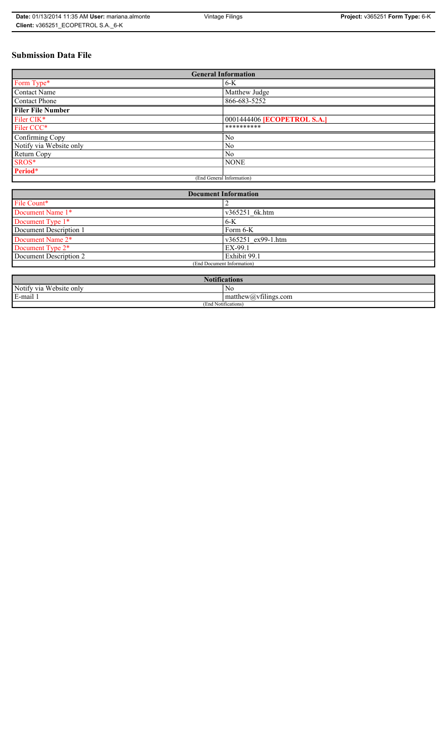# Submission Data File

| General Information | |
|---|---|
| Form Type* | 6-K |
| Contact Name | Matthew Judge |
| Contact Phone | 866-683-5252 |
| **Filer File Number** | |
| Filer CIK* | 0001444406 **[ECOPETROL S.A.]** |
| Filer CCC* | ********** |
| Confirming Copy | No |
| Notify via Website only | No |
| Return Copy | No |
| SROS* | NONE |
| **Period*** | |
| (End General Information) | |

| Document Information | |
|---|---|
| File Count* | 2 |
| Document Name 1* | v365251_6k.htm |
| Document Type 1* | 6-K |
| Document Description 1 | Form 6-K |
| Document Name 2* | v365251_ex99-1.htm |
| Document Type 2* | EX-99.1 |
| Document Description 2 | Exhibit 99.1 |
| (End Document Information) | |

| Notifications | |
|---|---|
| Notify via Website only | No |
| E-mail 1 | matthew@vfilings.com |
| (End Notifications) | |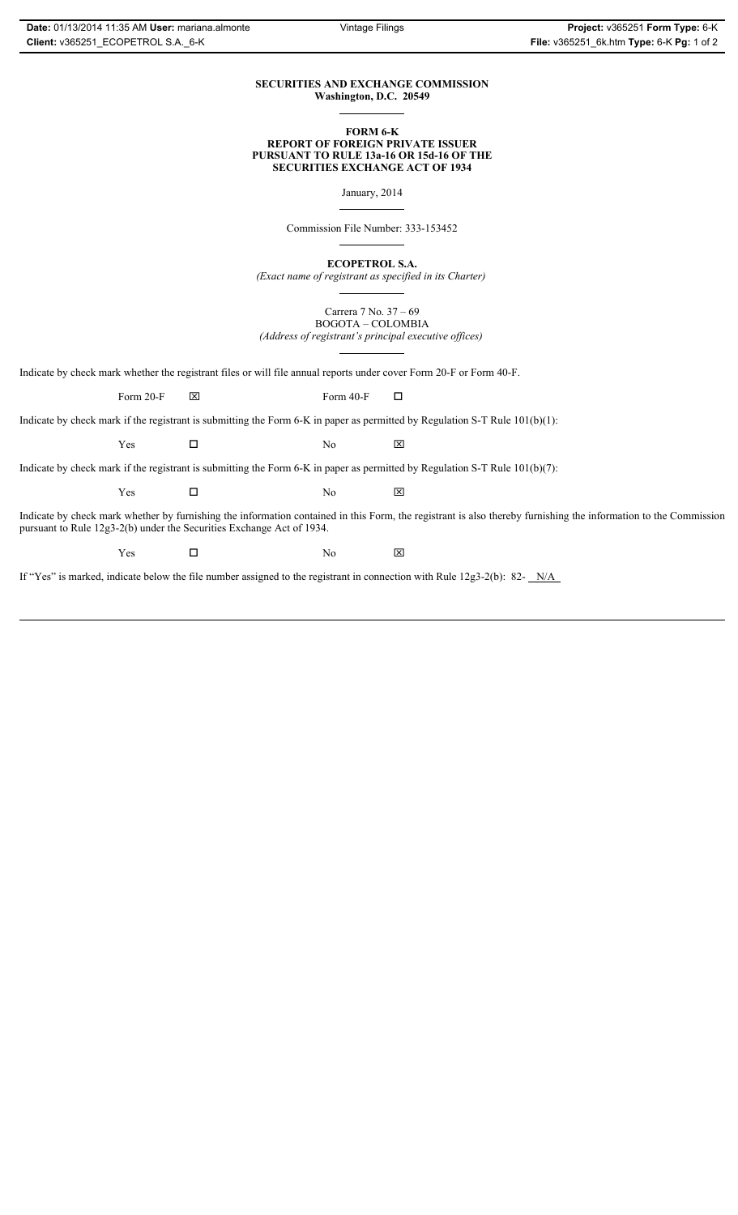**SECURITIES AND EXCHANGE COMMISSION**
**Washington, D.C. 20549**

---

**FORM 6-K**
**REPORT OF FOREIGN PRIVATE ISSUER**
**PURSUANT TO RULE 13a-16 OR 15d-16 OF THE**
**SECURITIES EXCHANGE ACT OF 1934**

January, 2014

---

Commission File Number: 333-153452

---

**ECOPETROL S.A.**

*(Exact name of registrant as specified in its Charter)*

---

Carrera 7 No. 37 – 69
BOGOTA – COLOMBIA
*(Address of registrant's principal executive offices)*

---

Indicate by check mark whether the registrant files or will file annual reports under cover Form 20-F or Form 40-F.

Form 20-F ☒ Form 40-F ☐

Indicate by check mark if the registrant is submitting the Form 6-K in paper as permitted by Regulation S-T Rule 101(b)(1):

Yes ☐ No ☒

Indicate by check mark if the registrant is submitting the Form 6-K in paper as permitted by Regulation S-T Rule 101(b)(7):

Yes ☐ No ☒

Indicate by check mark whether by furnishing the information contained in this Form, the registrant is also thereby furnishing the information to the Commission pursuant to Rule 12g3-2(b) under the Securities Exchange Act of 1934.

Yes ☐ No ☒

If "Yes" is marked, indicate below the file number assigned to the registrant in connection with Rule 12g3-2(b): 82- N/A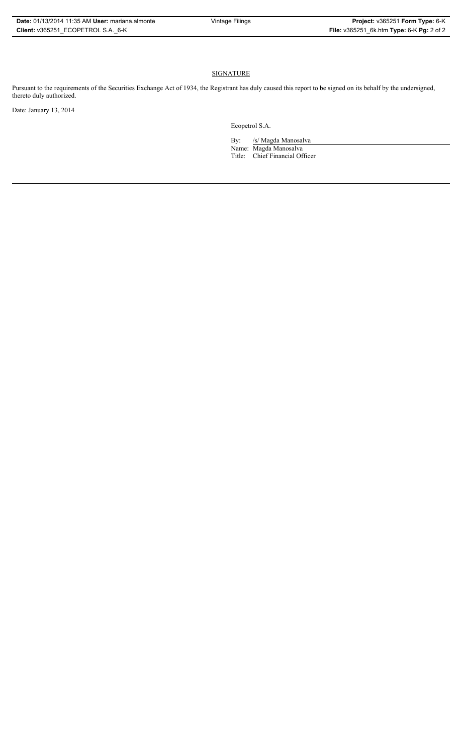## SIGNATURE

Pursuant to the requirements of the Securities Exchange Act of 1934, the Registrant has duly caused this report to be signed on its behalf by the undersigned, thereto duly authorized.

Date: January 13, 2014

Ecopetrol S.A.

By: /s/ Magda Manosalva

Name: Magda Manosalva

Title: Chief Financial Officer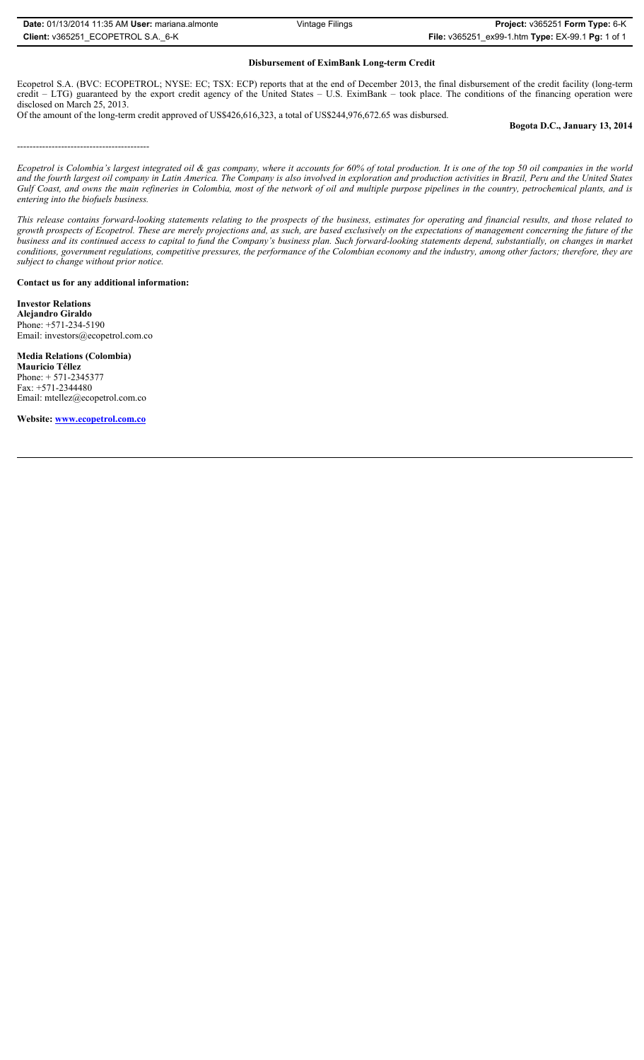**Disbursement of EximBank Long-term Credit**

Ecopetrol S.A. (BVC: ECOPETROL; NYSE: EC; TSX: ECP) reports that at the end of December 2013, the final disbursement of the credit facility (long-term credit – LTG) guaranteed by the export credit agency of the United States – U.S. EximBank – took place. The conditions of the financing operation were disclosed on March 25, 2013.

Of the amount of the long-term credit approved of US$426,616,323, a total of US$244,976,672.65 was disbursed.

**Bogota D.C., January 13, 2014**

------------------------------------------

*Ecopetrol is Colombia's largest integrated oil & gas company, where it accounts for 60% of total production. It is one of the top 50 oil companies in the world and the fourth largest oil company in Latin America. The Company is also involved in exploration and production activities in Brazil, Peru and the United States Gulf Coast, and owns the main refineries in Colombia, most of the network of oil and multiple purpose pipelines in the country, petrochemical plants, and is entering into the biofuels business.*

*This release contains forward-looking statements relating to the prospects of the business, estimates for operating and financial results, and those related to growth prospects of Ecopetrol. These are merely projections and, as such, are based exclusively on the expectations of management concerning the future of the business and its continued access to capital to fund the Company's business plan. Such forward-looking statements depend, substantially, on changes in market conditions, government regulations, competitive pressures, the performance of the Colombian economy and the industry, among other factors; therefore, they are subject to change without prior notice.*

**Contact us for any additional information:**

**Investor Relations**
**Alejandro Giraldo**
Phone: +571-234-5190
Email: investors@ecopetrol.com.co

**Media Relations (Colombia)**
**Mauricio Téllez**
Phone: + 571-2345377
Fax: +571-2344480
Email: mtellez@ecopetrol.com.co

**Website: www.ecopetrol.com.co**